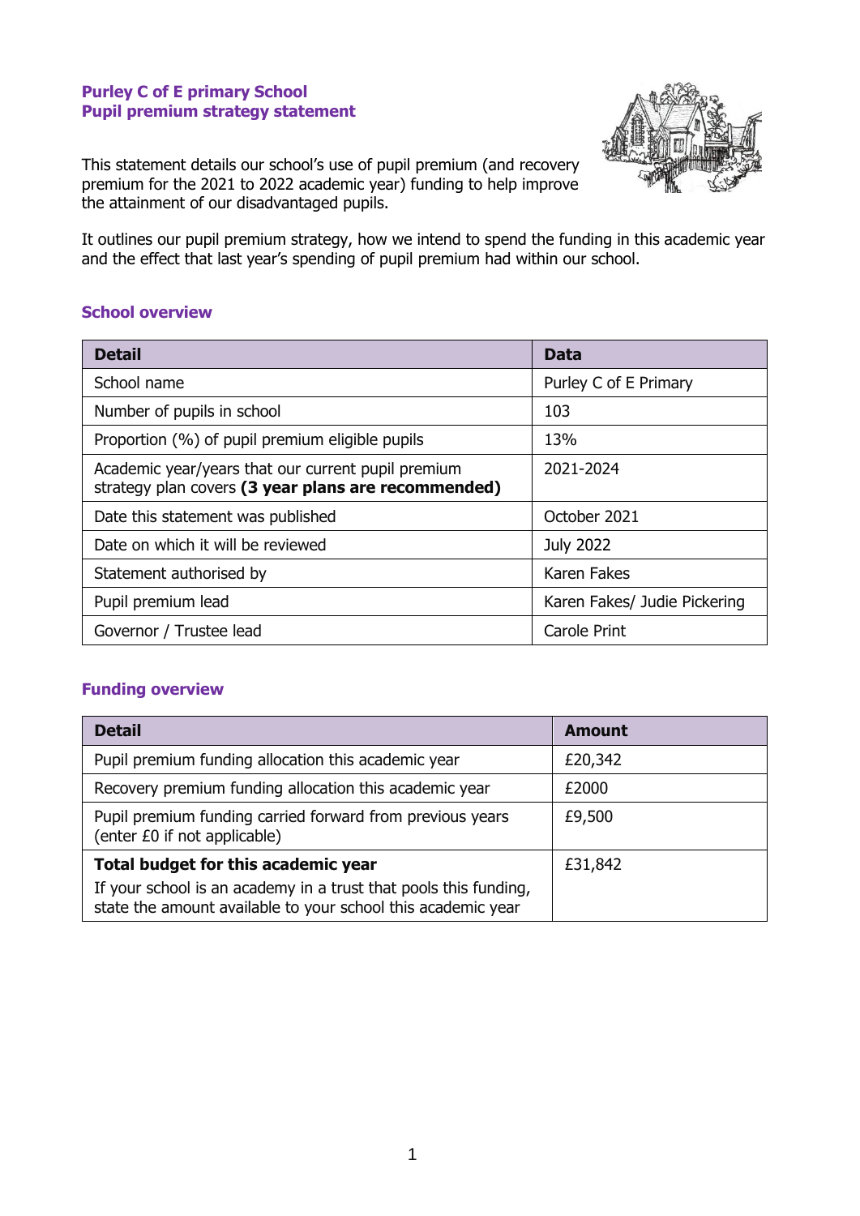# Purley C of E primary School
# Pupil premium strategy statement

This statement details our school's use of pupil premium (and recovery premium for the 2021 to 2022 academic year) funding to help improve the attainment of our disadvantaged pupils.

It outlines our pupil premium strategy, how we intend to spend the funding in this academic year and the effect that last year's spending of pupil premium had within our school.

## School overview

| Detail | Data |
|---|---|
| School name | Purley C of E Primary |
| Number of pupils in school | 103 |
| Proportion (%) of pupil premium eligible pupils | 13% |
| Academic year/years that our current pupil premium strategy plan covers **(3 year plans are recommended)** | 2021-2024 |
| Date this statement was published | October 2021 |
| Date on which it will be reviewed | July 2022 |
| Statement authorised by | Karen Fakes |
| Pupil premium lead | Karen Fakes/ Judie Pickering |
| Governor / Trustee lead | Carole Print |

## Funding overview

| Detail | Amount |
|---|---|
| Pupil premium funding allocation this academic year | £20,342 |
| Recovery premium funding allocation this academic year | £2000 |
| Pupil premium funding carried forward from previous years (enter £0 if not applicable) | £9,500 |
| **Total budget for this academic year**<br>If your school is an academy in a trust that pools this funding, state the amount available to your school this academic year | £31,842 |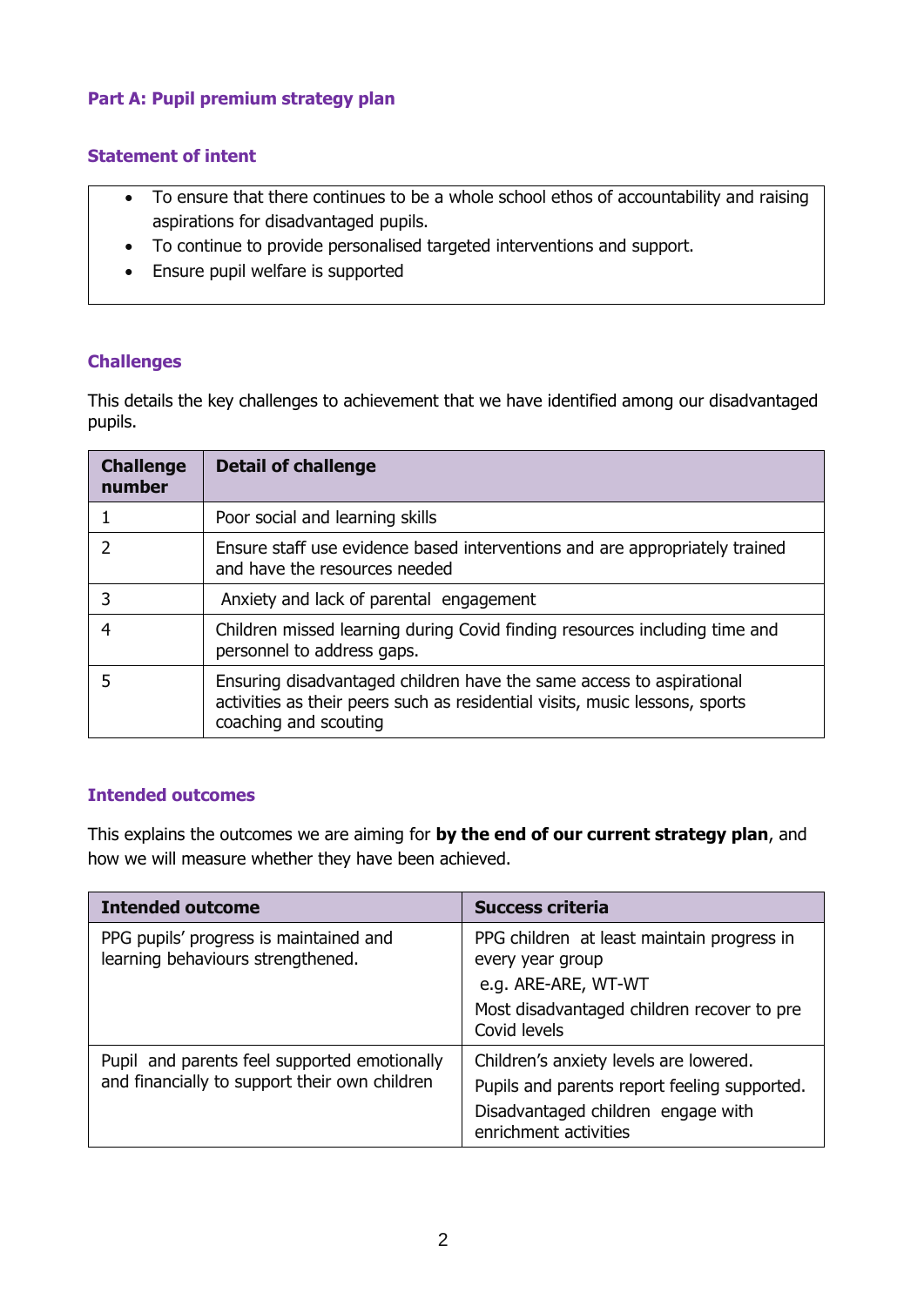## Part A: Pupil premium strategy plan

### Statement of intent

- To ensure that there continues to be a whole school ethos of accountability and raising aspirations for disadvantaged pupils.
- To continue to provide personalised targeted interventions and support.
- Ensure pupil welfare is supported

### Challenges

This details the key challenges to achievement that we have identified among our disadvantaged pupils.

| Challenge number | Detail of challenge |
|---|---|
| 1 | Poor social and learning skills |
| 2 | Ensure staff use evidence based interventions and are appropriately trained and have the resources needed |
| 3 | Anxiety and lack of parental engagement |
| 4 | Children missed learning during Covid finding resources including time and personnel to address gaps. |
| 5 | Ensuring disadvantaged children have the same access to aspirational activities as their peers such as residential visits, music lessons, sports coaching and scouting |

### Intended outcomes

This explains the outcomes we are aiming for **by the end of our current strategy plan**, and how we will measure whether they have been achieved.

| Intended outcome | Success criteria |
|---|---|
| PPG pupils' progress is maintained and learning behaviours strengthened. | PPG children at least maintain progress in every year group<br>e.g. ARE-ARE, WT-WT<br>Most disadvantaged children recover to pre Covid levels |
| Pupil and parents feel supported emotionally and financially to support their own children | Children's anxiety levels are lowered.<br>Pupils and parents report feeling supported.<br>Disadvantaged children engage with enrichment activities |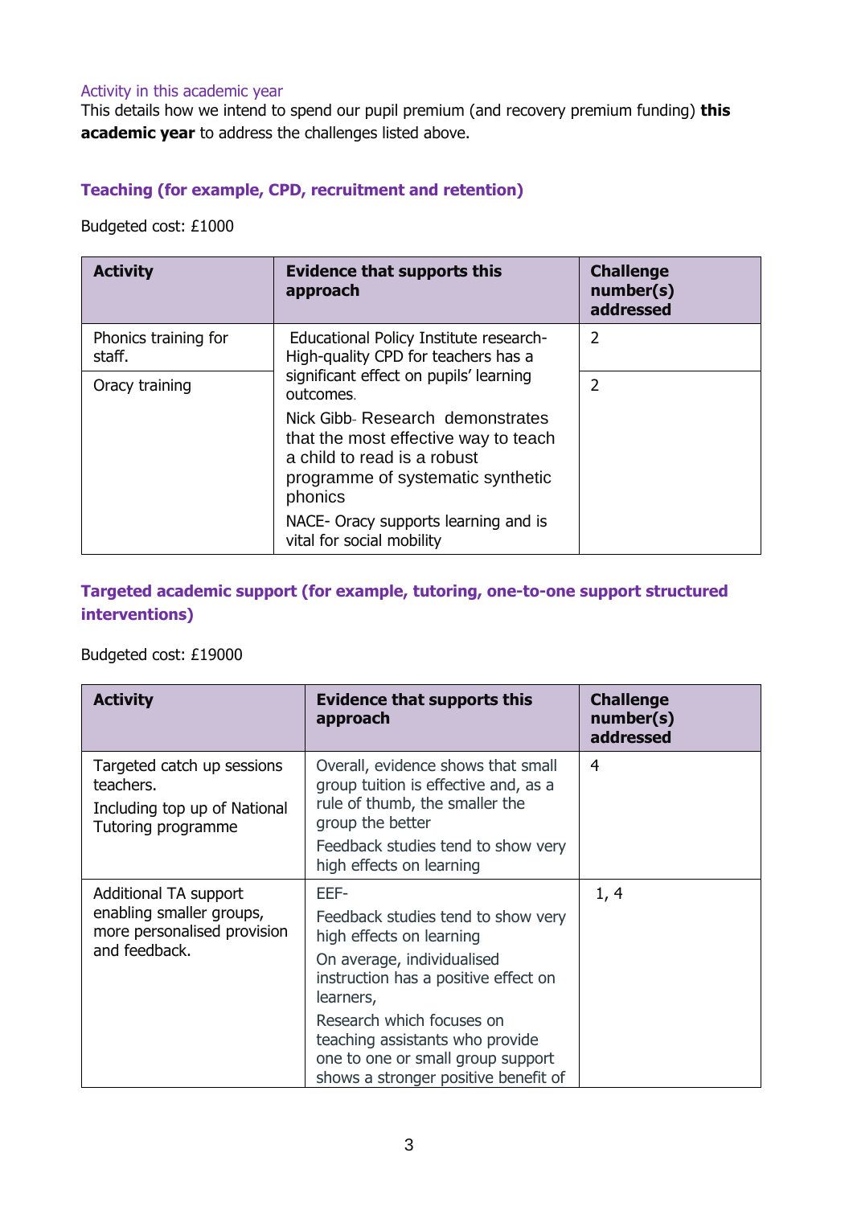### Activity in this academic year

This details how we intend to spend our pupil premium (and recovery premium funding) **this academic year** to address the challenges listed above.

#### Teaching (for example, CPD, recruitment and retention)

Budgeted cost: £1000

| Activity | Evidence that supports this approach | Challenge number(s) addressed |
|---|---|---|
| Phonics training for staff. | Educational Policy Institute research- High-quality CPD for teachers has a significant effect on pupils' learning outcomes.<br>Nick Gibb- Research demonstrates that the most effective way to teach a child to read is a robust programme of systematic synthetic phonics<br>NACE- Oracy supports learning and is vital for social mobility | 2 |
| Oracy training | | 2 |

#### Targeted academic support (for example, tutoring, one-to-one support structured interventions)

Budgeted cost: £19000

| Activity | Evidence that supports this approach | Challenge number(s) addressed |
|---|---|---|
| Targeted catch up sessions teachers.<br>Including top up of National Tutoring programme | Overall, evidence shows that small group tuition is effective and, as a rule of thumb, the smaller the group the better<br>Feedback studies tend to show very high effects on learning | 4 |
| Additional TA support enabling smaller groups, more personalised provision and feedback. | EEF-<br>Feedback studies tend to show very high effects on learning<br>On average, individualised instruction has a positive effect on learners,<br>Research which focuses on teaching assistants who provide one to one or small group support shows a stronger positive benefit of | 1, 4 |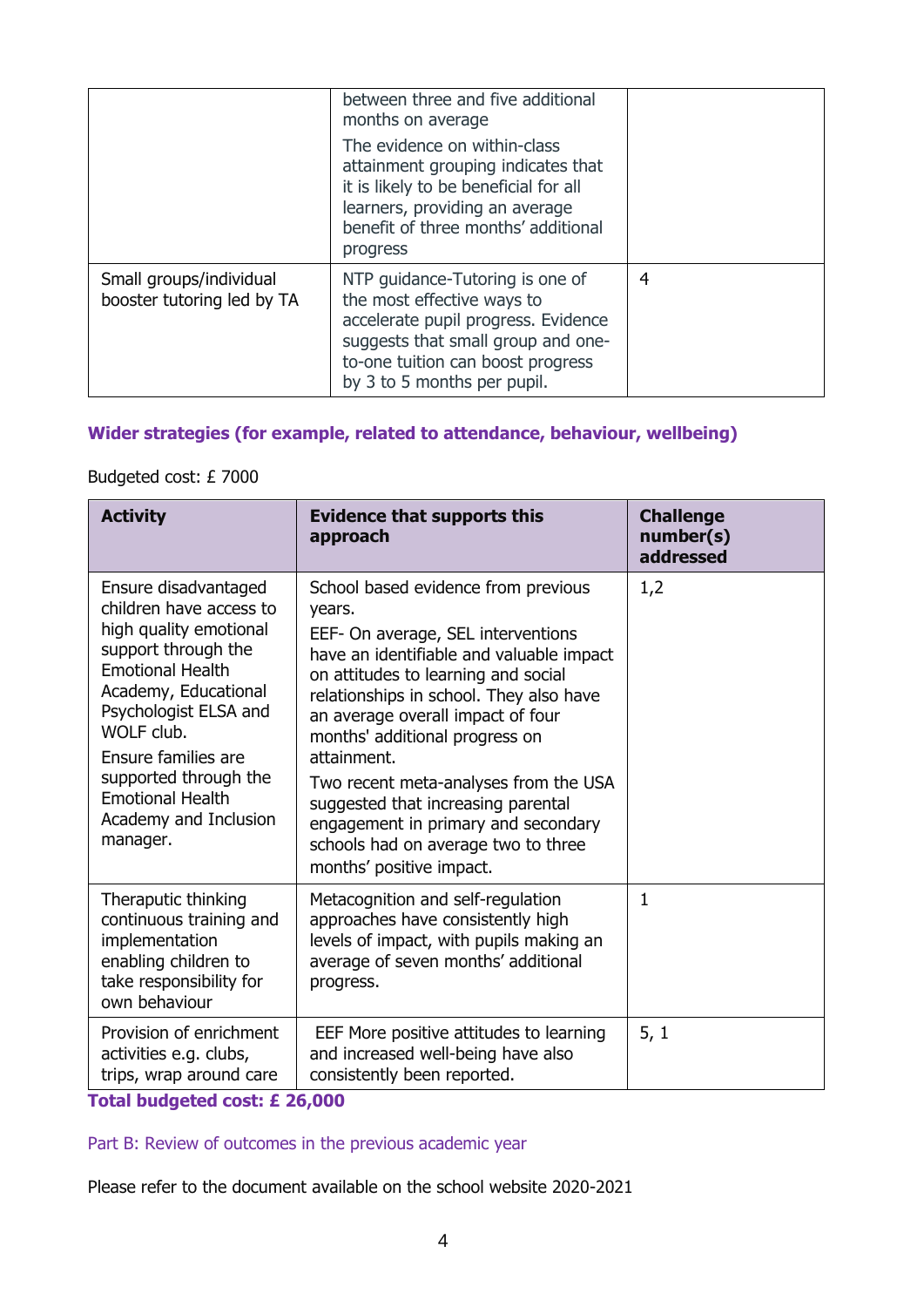| | | |
|---|---|---|
| | between three and five additional months on average<br><br>The evidence on within-class attainment grouping indicates that it is likely to be beneficial for all learners, providing an average benefit of three months' additional progress | |
| Small groups/individual booster tutoring led by TA | NTP guidance-Tutoring is one of the most effective ways to accelerate pupil progress. Evidence suggests that small group and one-to-one tuition can boost progress by 3 to 5 months per pupil. | 4 |

### Wider strategies (for example, related to attendance, behaviour, wellbeing)

Budgeted cost: £ 7000

| Activity | Evidence that supports this approach | Challenge number(s) addressed |
|---|---|---|
| Ensure disadvantaged children have access to high quality emotional support through the Emotional Health Academy, Educational Psychologist ELSA and WOLF club.<br><br>Ensure families are supported through the Emotional Health Academy and Inclusion manager. | School based evidence from previous years.<br><br>EEF- On average, SEL interventions have an identifiable and valuable impact on attitudes to learning and social relationships in school. They also have an average overall impact of four months' additional progress on attainment.<br><br>Two recent meta-analyses from the USA suggested that increasing parental engagement in primary and secondary schools had on average two to three months' positive impact. | 1,2 |
| Theraputic thinking continuous training and implementation enabling children to take responsibility for own behaviour | Metacognition and self-regulation approaches have consistently high levels of impact, with pupils making an average of seven months' additional progress. | 1 |
| Provision of enrichment activities e.g. clubs, trips, wrap around care | EEF More positive attitudes to learning and increased well-being have also consistently been reported. | 5, 1 |

**Total budgeted cost: £ 26,000**

## Part B: Review of outcomes in the previous academic year

Please refer to the document available on the school website 2020-2021